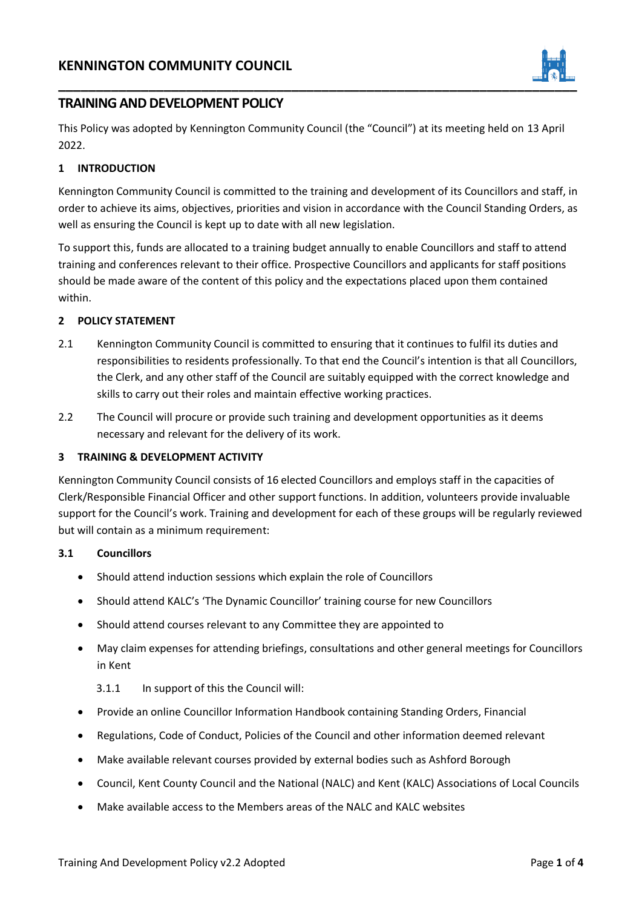# KENNINGTON COMMUNITY COUNCIL

## TRAINING AND DEVELOPMENT POLICY

This Policy was adopted by Kennington Community Council (the "Council") at its meeting held on 13 April 2022.

### 1 INTRODUCTION

Kennington Community Council is committed to the training and development of its Councillors and staff, in order to achieve its aims, objectives, priorities and vision in accordance with the Council Standing Orders, as well as ensuring the Council is kept up to date with all new legislation.

To support this, funds are allocated to a training budget annually to enable Councillors and staff to attend training and conferences relevant to their office. Prospective Councillors and applicants for staff positions should be made aware of the content of this policy and the expectations placed upon them contained within.

### 2 POLICY STATEMENT

2.1 Kennington Community Council is committed to ensuring that it continues to fulfil its duties and responsibilities to residents professionally. To that end the Council's intention is that all Councillors, the Clerk, and any other staff of the Council are suitably equipped with the correct knowledge and skills to carry out their roles and maintain effective working practices.

2.2 The Council will procure or provide such training and development opportunities as it deems necessary and relevant for the delivery of its work.

### 3 TRAINING & DEVELOPMENT ACTIVITY

Kennington Community Council consists of 16 elected Councillors and employs staff in the capacities of Clerk/Responsible Financial Officer and other support functions. In addition, volunteers provide invaluable support for the Council's work. Training and development for each of these groups will be regularly reviewed but will contain as a minimum requirement:

#### 3.1 Councillors

- Should attend induction sessions which explain the role of Councillors
- Should attend KALC's 'The Dynamic Councillor' training course for new Councillors
- Should attend courses relevant to any Committee they are appointed to
- May claim expenses for attending briefings, consultations and other general meetings for Councillors in Kent

3.1.1 In support of this the Council will:

- Provide an online Councillor Information Handbook containing Standing Orders, Financial
- Regulations, Code of Conduct, Policies of the Council and other information deemed relevant
- Make available relevant courses provided by external bodies such as Ashford Borough
- Council, Kent County Council and the National (NALC) and Kent (KALC) Associations of Local Councils
- Make available access to the Members areas of the NALC and KALC websites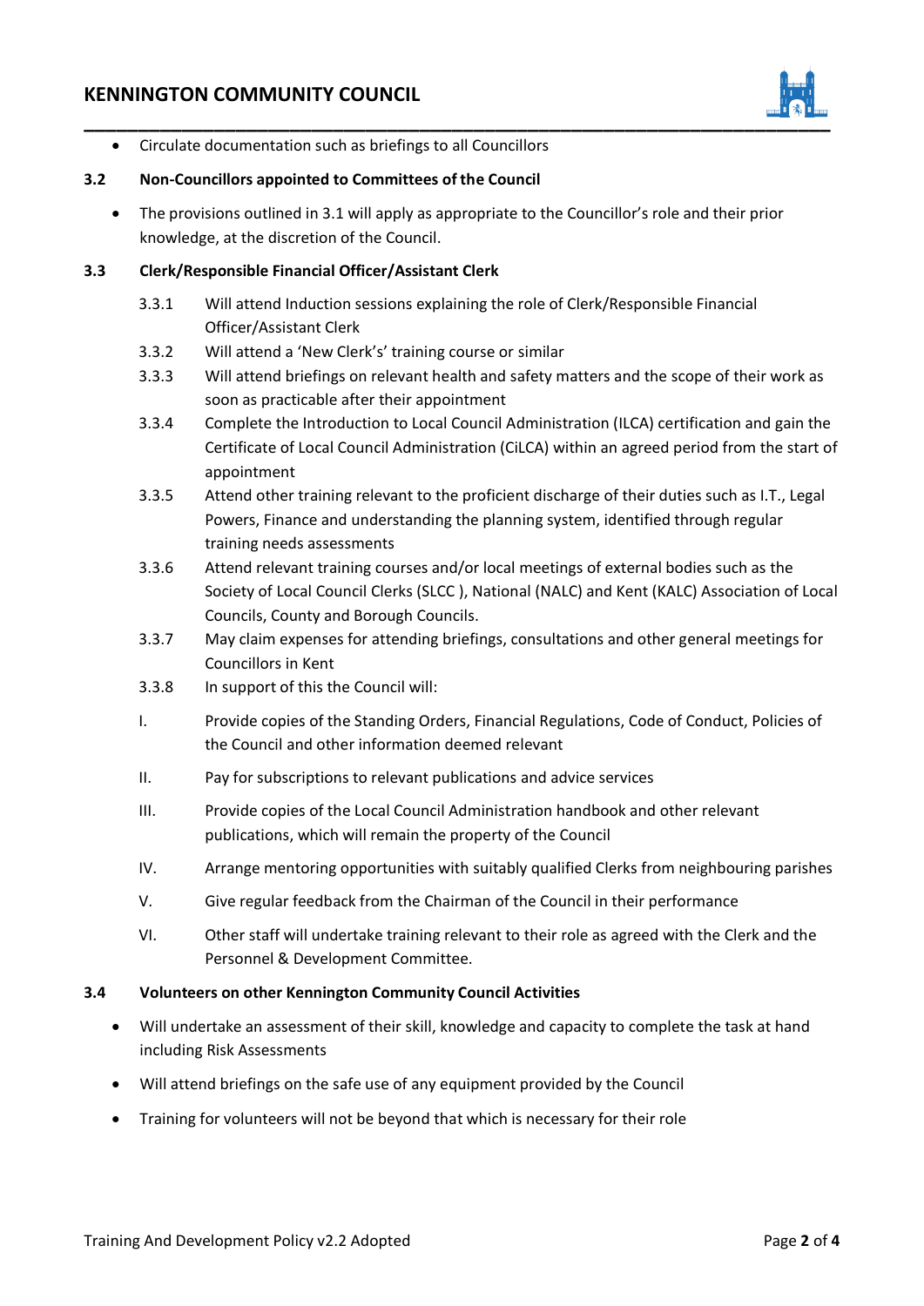- Circulate documentation such as briefings to all Councillors

### 3.2 Non-Councillors appointed to Committees of the Council

- The provisions outlined in 3.1 will apply as appropriate to the Councillor's role and their prior knowledge, at the discretion of the Council.

### 3.3 Clerk/Responsible Financial Officer/Assistant Clerk

3.3.1 Will attend Induction sessions explaining the role of Clerk/Responsible Financial Officer/Assistant Clerk

3.3.2 Will attend a 'New Clerk's' training course or similar

3.3.3 Will attend briefings on relevant health and safety matters and the scope of their work as soon as practicable after their appointment

3.3.4 Complete the Introduction to Local Council Administration (ILCA) certification and gain the Certificate of Local Council Administration (CiLCA) within an agreed period from the start of appointment

3.3.5 Attend other training relevant to the proficient discharge of their duties such as I.T., Legal Powers, Finance and understanding the planning system, identified through regular training needs assessments

3.3.6 Attend relevant training courses and/or local meetings of external bodies such as the Society of Local Council Clerks (SLCC ), National (NALC) and Kent (KALC) Association of Local Councils, County and Borough Councils.

3.3.7 May claim expenses for attending briefings, consultations and other general meetings for Councillors in Kent

3.3.8 In support of this the Council will:

I. Provide copies of the Standing Orders, Financial Regulations, Code of Conduct, Policies of the Council and other information deemed relevant

II. Pay for subscriptions to relevant publications and advice services

III. Provide copies of the Local Council Administration handbook and other relevant publications, which will remain the property of the Council

IV. Arrange mentoring opportunities with suitably qualified Clerks from neighbouring parishes

V. Give regular feedback from the Chairman of the Council in their performance

VI. Other staff will undertake training relevant to their role as agreed with the Clerk and the Personnel & Development Committee.

### 3.4 Volunteers on other Kennington Community Council Activities

- Will undertake an assessment of their skill, knowledge and capacity to complete the task at hand including Risk Assessments
- Will attend briefings on the safe use of any equipment provided by the Council
- Training for volunteers will not be beyond that which is necessary for their role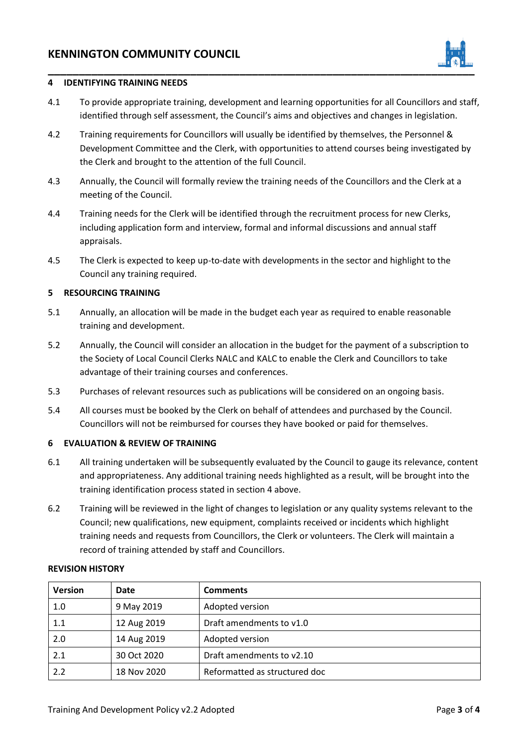## 4 IDENTIFYING TRAINING NEEDS

4.1 To provide appropriate training, development and learning opportunities for all Councillors and staff, identified through self assessment, the Council's aims and objectives and changes in legislation.

4.2 Training requirements for Councillors will usually be identified by themselves, the Personnel & Development Committee and the Clerk, with opportunities to attend courses being investigated by the Clerk and brought to the attention of the full Council.

4.3 Annually, the Council will formally review the training needs of the Councillors and the Clerk at a meeting of the Council.

4.4 Training needs for the Clerk will be identified through the recruitment process for new Clerks, including application form and interview, formal and informal discussions and annual staff appraisals.

4.5 The Clerk is expected to keep up-to-date with developments in the sector and highlight to the Council any training required.

## 5 RESOURCING TRAINING

5.1 Annually, an allocation will be made in the budget each year as required to enable reasonable training and development.

5.2 Annually, the Council will consider an allocation in the budget for the payment of a subscription to the Society of Local Council Clerks NALC and KALC to enable the Clerk and Councillors to take advantage of their training courses and conferences.

5.3 Purchases of relevant resources such as publications will be considered on an ongoing basis.

5.4 All courses must be booked by the Clerk on behalf of attendees and purchased by the Council. Councillors will not be reimbursed for courses they have booked or paid for themselves.

## 6 EVALUATION & REVIEW OF TRAINING

6.1 All training undertaken will be subsequently evaluated by the Council to gauge its relevance, content and appropriateness. Any additional training needs highlighted as a result, will be brought into the training identification process stated in section 4 above.

6.2 Training will be reviewed in the light of changes to legislation or any quality systems relevant to the Council; new qualifications, new equipment, complaints received or incidents which highlight training needs and requests from Councillors, the Clerk or volunteers. The Clerk will maintain a record of training attended by staff and Councillors.

**REVISION HISTORY**

| Version | Date | Comments |
|---|---|---|
| 1.0 | 9 May 2019 | Adopted version |
| 1.1 | 12 Aug 2019 | Draft amendments to v1.0 |
| 2.0 | 14 Aug 2019 | Adopted version |
| 2.1 | 30 Oct 2020 | Draft amendments to v2.10 |
| 2.2 | 18 Nov 2020 | Reformatted as structured doc |